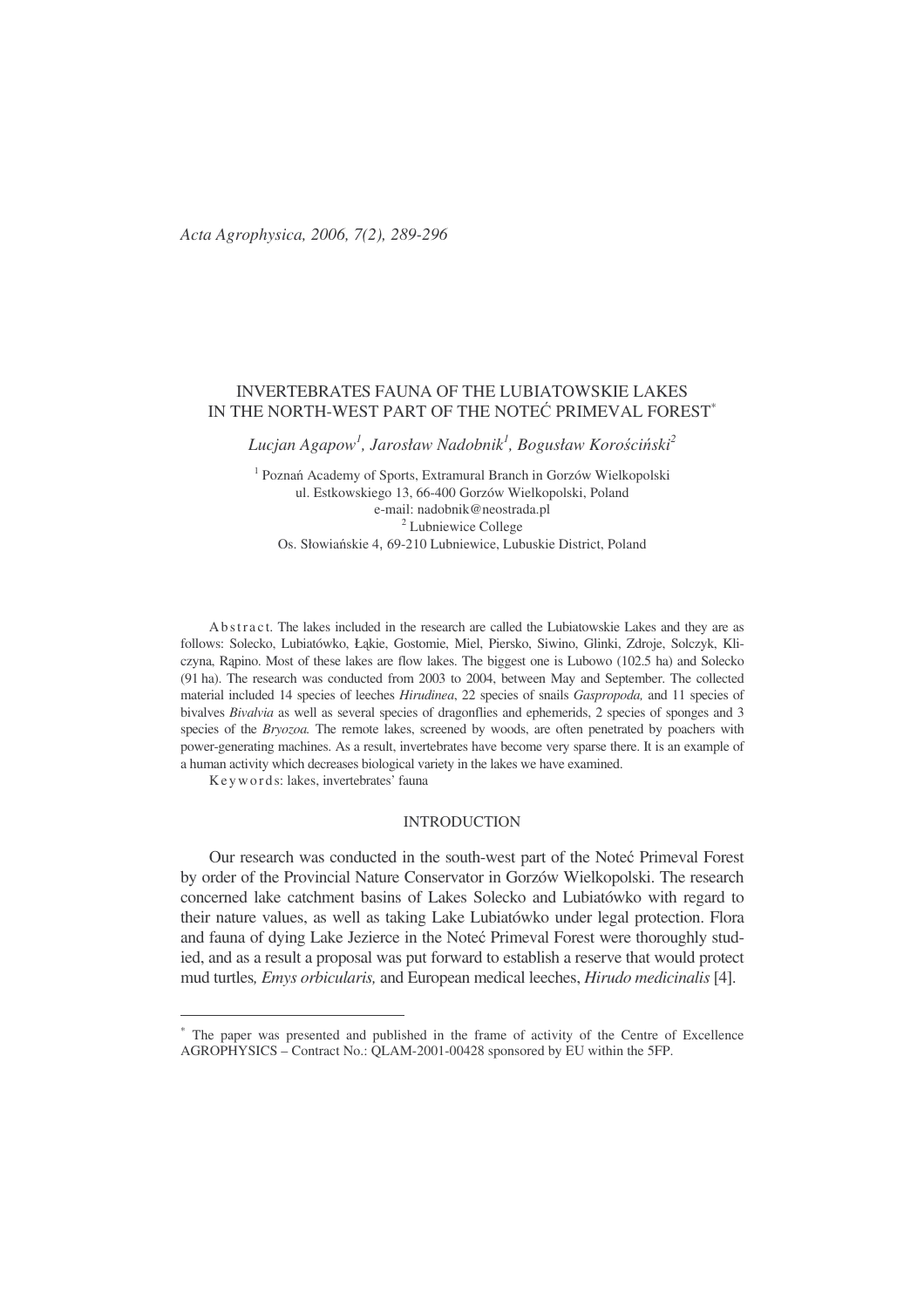# INVERTEBRATES FAUNA OF THE LUBIATOWSKIE LAKES IN THE NORTH-WEST PART OF THE NOTEĆ PRIMEVAL FOREST*

*Lucjan Agapow[1], Jarosław Nadobnik[1], Bogusław Korościński[2]*

[1] Poznań Academy of Sports, Extramural Branch in Gorzów Wielkopolski
ul. Estkowskiego 13, 66-400 Gorzów Wielkopolski, Poland
e-mail: nadobnik@neostrada.pl
[2] Lubniewice College
Os. Słowiańskie 4, 69-210 Lubniewice, Lubuskie District, Poland

A b s t r a c t. The lakes included in the research are called the Lubiatowskie Lakes and they are as follows: Solecko, Lubiatówko, Łąkie, Gostomie, Miel, Piersko, Siwino, Glinki, Zdroje, Solczyk, Kliczyna, Rąpino. Most of these lakes are flow lakes. The biggest one is Lubowo (102.5 ha) and Solecko (91 ha). The research was conducted from 2003 to 2004, between May and September. The collected material included 14 species of leeches *Hirudinea*, 22 species of snails *Gaspropoda,* and 11 species of bivalves *Bivalvia* as well as several species of dragonflies and ephemerids, 2 species of sponges and 3 species of the *Bryozoa.* The remote lakes, screened by woods, are often penetrated by poachers with power-generating machines. As a result, invertebrates have become very sparse there. It is an example of a human activity which decreases biological variety in the lakes we have examined.

K e y w o r d s: lakes, invertebrates' fauna

## INTRODUCTION

Our research was conducted in the south-west part of the Noteć Primeval Forest by order of the Provincial Nature Conservator in Gorzów Wielkopolski. The research concerned lake catchment basins of Lakes Solecko and Lubiatówko with regard to their nature values, as well as taking Lake Lubiatówko under legal protection. Flora and fauna of dying Lake Jezierce in the Noteć Primeval Forest were thoroughly studied, and as a result a proposal was put forward to establish a reserve that would protect mud turtles*, Emys orbicularis,* and European medical leeches, *Hirudo medicinalis* [4].

* The paper was presented and published in the frame of activity of the Centre of Excellence AGROPHYSICS – Contract No.: QLAM-2001-00428 sponsored by EU within the 5FP.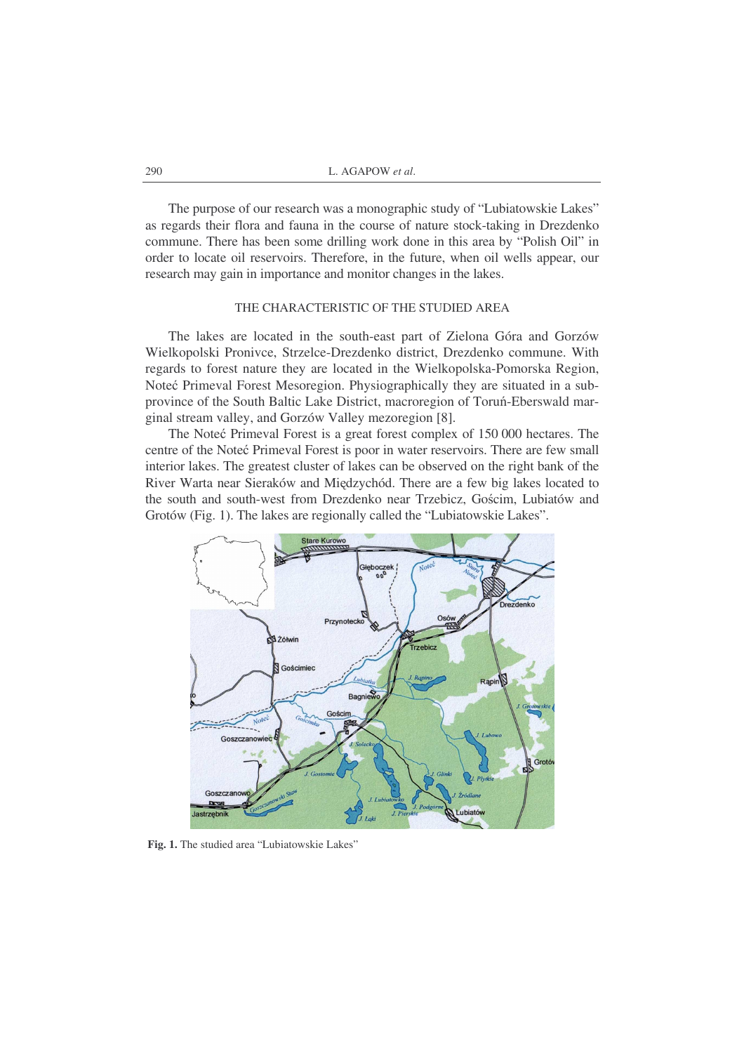The purpose of our research was a monographic study of "Lubiatowskie Lakes" as regards their flora and fauna in the course of nature stock-taking in Drezdenko commune. There has been some drilling work done in this area by "Polish Oil" in order to locate oil reservoirs. Therefore, in the future, when oil wells appear, our research may gain in importance and monitor changes in the lakes.

## THE CHARACTERISTIC OF THE STUDIED AREA

The lakes are located in the south-east part of Zielona Góra and Gorzów Wielkopolski Pronivce, Strzelce-Drezdenko district, Drezdenko commune. With regards to forest nature they are located in the Wielkopolska-Pomorska Region, Noteć Primeval Forest Mesoregion. Physiographically they are situated in a sub-province of the South Baltic Lake District, macroregion of Toruń-Eberswald marginal stream valley, and Gorzów Valley mezoregion [8].

The Noteć Primeval Forest is a great forest complex of 150 000 hectares. The centre of the Noteć Primeval Forest is poor in water reservoirs. There are few small interior lakes. The greatest cluster of lakes can be observed on the right bank of the River Warta near Sieraków and Międzychód. There are a few big lakes located to the south and south-west from Drezdenko near Trzebicz, Gościm, Lubiatów and Grotów (Fig. 1). The lakes are regionally called the "Lubiatowskie Lakes".

**Fig. 1.** The studied area "Lubiatowskie Lakes"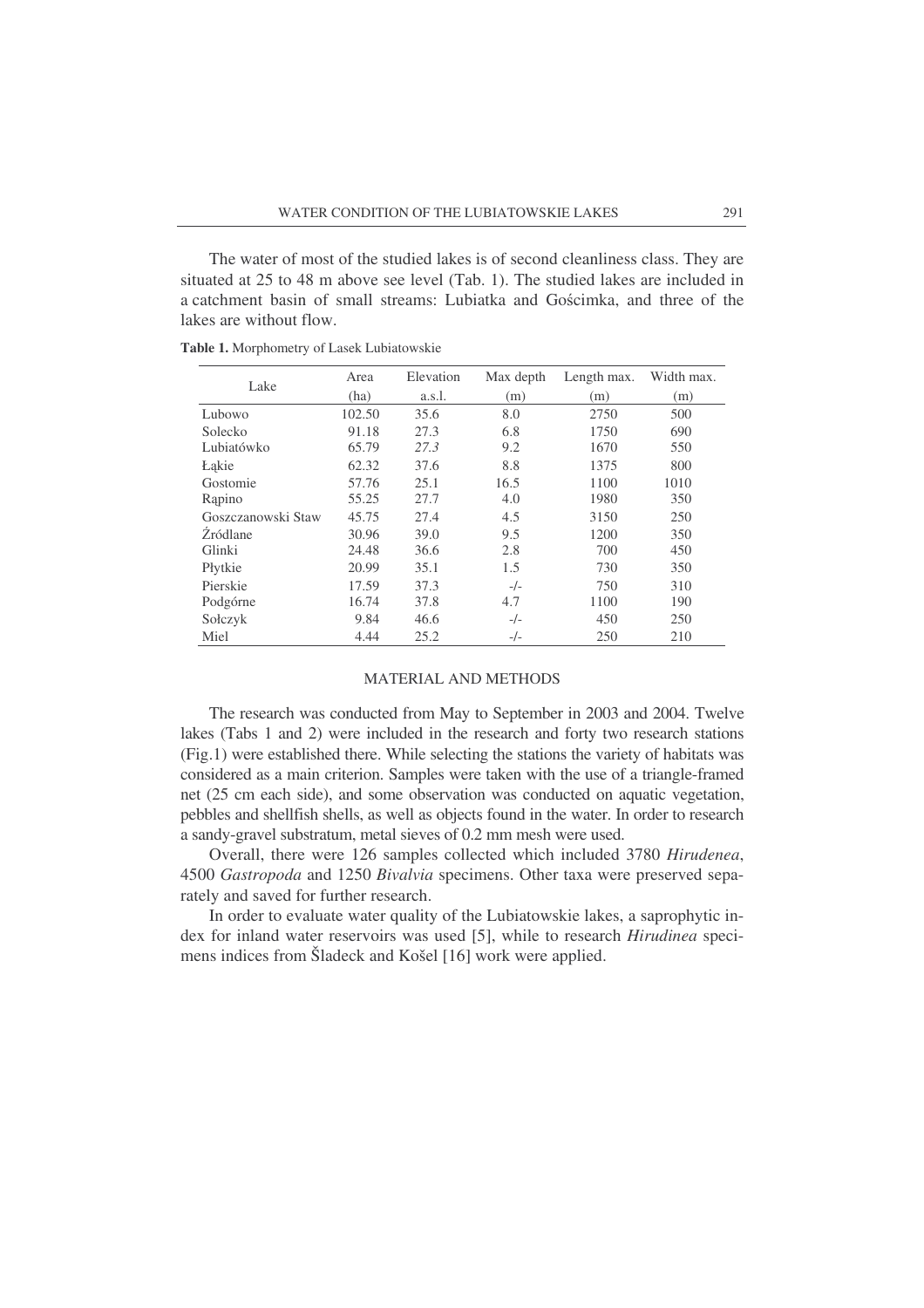The water of most of the studied lakes is of second cleanliness class. They are situated at 25 to 48 m above see level (Tab. 1). The studied lakes are included in a catchment basin of small streams: Lubiatka and Gościmka, and three of the lakes are without flow.

**Table 1.** Morphometry of Lasek Lubiatowskie

| Lake | Area (ha) | Elevation a.s.l. | Max depth (m) | Length max. (m) | Width max. (m) |
|---|---|---|---|---|---|
| Lubowo | 102.50 | 35.6 | 8.0 | 2750 | 500 |
| Solecko | 91.18 | 27.3 | 6.8 | 1750 | 690 |
| Lubiatówko | 65.79 | *27.3* | 9.2 | 1670 | 550 |
| Łąkie | 62.32 | 37.6 | 8.8 | 1375 | 800 |
| Gostomie | 57.76 | 25.1 | 16.5 | 1100 | 1010 |
| Rąpino | 55.25 | 27.7 | 4.0 | 1980 | 350 |
| Goszczanowski Staw | 45.75 | 27.4 | 4.5 | 3150 | 250 |
| Źródlane | 30.96 | 39.0 | 9.5 | 1200 | 350 |
| Glinki | 24.48 | 36.6 | 2.8 | 700 | 450 |
| Płytkie | 20.99 | 35.1 | 1.5 | 730 | 350 |
| Pierskie | 17.59 | 37.3 | -/- | 750 | 310 |
| Podgórne | 16.74 | 37.8 | 4.7 | 1100 | 190 |
| Sołczyk | 9.84 | 46.6 | -/- | 450 | 250 |
| Miel | 4.44 | 25.2 | -/- | 250 | 210 |

## MATERIAL AND METHODS

The research was conducted from May to September in 2003 and 2004. Twelve lakes (Tabs 1 and 2) were included in the research and forty two research stations (Fig.1) were established there. While selecting the stations the variety of habitats was considered as a main criterion. Samples were taken with the use of a triangle-framed net (25 cm each side), and some observation was conducted on aquatic vegetation, pebbles and shellfish shells, as well as objects found in the water. In order to research a sandy-gravel substratum, metal sieves of 0.2 mm mesh were used.

Overall, there were 126 samples collected which included 3780 *Hirudenea*, 4500 *Gastropoda* and 1250 *Bivalvia* specimens. Other taxa were preserved separately and saved for further research.

In order to evaluate water quality of the Lubiatowskie lakes, a saprophytic index for inland water reservoirs was used [5], while to research *Hirudinea* specimens indices from Šladeck and Košel [16] work were applied.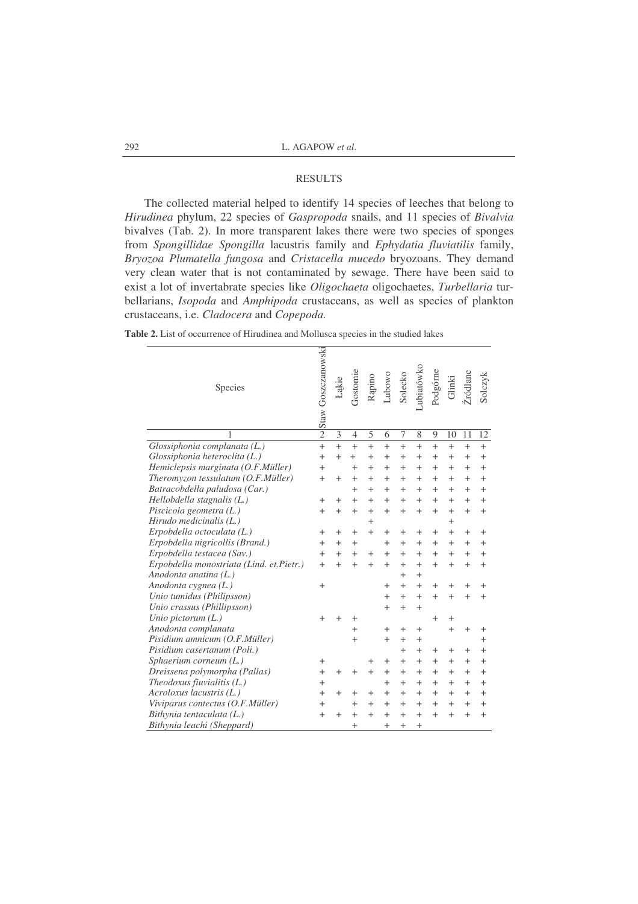## RESULTS

The collected material helped to identify 14 species of leeches that belong to *Hirudinea* phylum, 22 species of *Gaspropoda* snails, and 11 species of *Bivalvia* bivalves (Tab. 2). In more transparent lakes there were two species of sponges from *Spongillidae Spongilla* lacustris family and *Ephydatia fluviatilis* family, *Bryozoa Plumatella fungosa* and *Cristacella mucedo* bryozoans. They demand very clean water that is not contaminated by sewage. There have been said to exist a lot of invertatbrate species like *Oligochaeta* oligochaetes, *Turbellaria* turbellarians, *Isopoda* and *Amphipoda* crustaceans, as well as species of plankton crustaceans, i.e. *Cladocera* and *Copepoda.*

**Table 2.** List of occurrence of Hirudinea and Mollusca species in the studied lakes

| Species | Staw Goszczanowski | Łąkie | Gostomie | Rapino | Lubowo | Solecko | Lubiatówko | Podgórne | Glinki | Źródlane | Solczyk |
|---|---|---|---|---|---|---|---|---|---|---|---|
| 1 | 2 | 3 | 4 | 5 | 6 | 7 | 8 | 9 | 10 | 11 | 12 |
| *Glossiphonia complanata (L.)* | + | + | + | + | + | + | + | + | + | + | + |
| *Glossiphonia heteroclita (L.)* | + | + | + | + | + | + | + | + | + | + | + |
| *Hemiclepsis marginata (O.F.Müller)* | + | | + | + | + | + | + | + | + | + | + |
| *Theromyzon tessulatum (O.F.Müller)* | + | + | + | + | + | + | + | + | + | + | + |
| *Batracobdella paludosa (Car.)* | | | + | + | + | + | + | + | + | + | + |
| *Hellobdella stagnalis (L.)* | + | + | + | + | + | + | + | + | + | + | + |
| *Piscicola geometra (L.)* | + | + | + | + | + | + | + | + | + | + | + |
| *Hirudo medicinalis (L.)* | | | | + | | | | | + | | |
| *Erpobdella octoculata (L.)* | + | + | + | + | + | + | + | + | + | + | + |
| *Erpobdella nigricollis (Brand.)* | + | + | + | | + | + | + | + | + | + | + |
| *Erpobdella testacea (Sav.)* | + | + | + | + | + | + | + | + | + | + | + |
| *Erpobdella monostriata (Lind. et.Pietr.)* | + | + | + | + | + | + | + | + | + | + | + |
| *Anodonta anatina (L.)* | | | | | | + | + | | | | |
| *Anodonta cygnea (L.)* | + | | | | + | + | + | + | + | + | + |
| *Unio tumidus (Philipsson)* | | | | | + | + | + | + | + | + | + |
| *Unio crassus (Phillipsson)* | | | | | + | + | + | | | | |
| *Unio pictorum (L.)* | + | + | + | | | | | + | + | | |
| *Anodonta complanata* | | | + | | + | + | + | | + | + | + |
| *Pisidium amnicum (O.F.Müller)* | | | + | | + | + | + | | | | + |
| *Pisidium casertanum (Poli.)* | | | | | | + | + | + | + | + | + |
| *Sphaerium corneum (L.)* | + | | | + | + | + | + | + | + | + | + |
| *Dreissena polymorpha (Pallas)* | + | + | + | + | + | + | + | + | + | + | + |
| *Theodoxus fiuvialitis (L.)* | + | | | | + | + | + | + | + | + | + |
| *Acroloxus lacustris (L.)* | + | + | + | + | + | + | + | + | + | + | + |
| *Viviparus contectus (O.F.Müller)* | + | | + | + | + | + | + | + | + | + | + |
| *Bithynia tentaculata (L.)* | + | + | + | + | + | + | + | + | + | + | + |
| *Bithynia leachi (Sheppard)* | | | + | | + | + | + | | | | |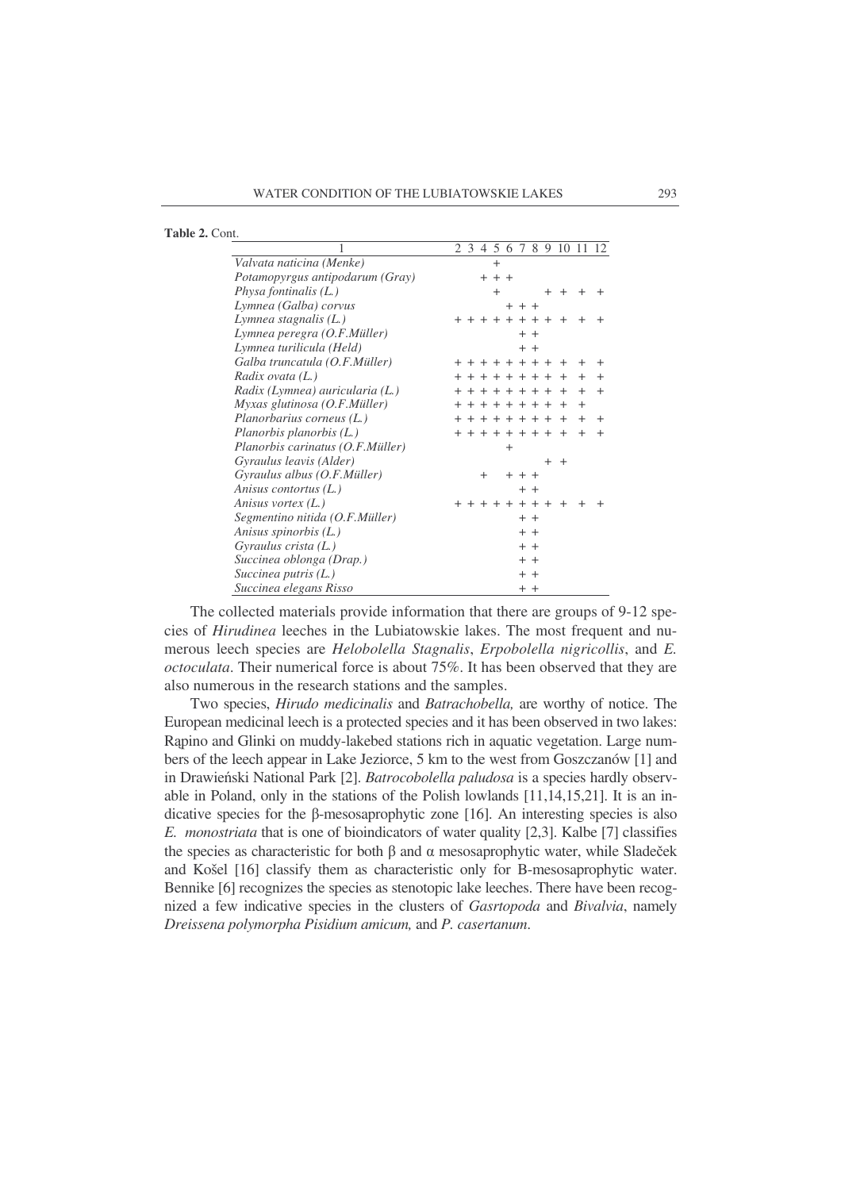**Table 2.** Cont.

| 1 | 2 | 3 | 4 | 5 | 6 | 7 | 8 | 9 | 10 | 11 | 12 |
|---|---|---|---|---|---|---|---|---|---|---|---|
| *Valvata naticina (Menke)* | | | | + | | | | | | | |
| *Potamopyrgus antipodarum (Gray)* | | | + | + | + | | | | | | |
| *Physa fontinalis (L.)* | | | | + | | | | + | + | + | + |
| *Lymnea (Galba) corvus* | | | | | + | + | + | | | | |
| *Lymnea stagnalis (L.)* | + | + | + | + | + | + | + | + | + | + | + |
| *Lymnea peregra (O.F.Müller)* | | | | | | + | + | | | | |
| *Lymnea turilicula (Held)* | | | | | | + | + | | | | |
| *Galba truncatula (O.F.Müller)* | + | + | + | + | + | + | + | + | + | + | + |
| *Radix ovata (L.)* | + | + | + | + | + | + | + | + | + | + | + |
| *Radix (Lymnea) auricularia (L.)* | + | + | + | + | + | + | + | + | + | + | + |
| *Myxas glutinosa (O.F.Müller)* | + | + | + | + | + | + | + | + | + | + | |
| *Planorbarius corneus (L.)* | + | + | + | + | + | + | + | + | + | + | + |
| *Planorbis planorbis (L.)* | + | + | + | + | + | + | + | + | + | + | + |
| *Planorbis carinatus (O.F.Müller)* | | | | | + | | | | | | |
| *Gyraulus leavis (Alder)* | | | | | | | | + | + | | |
| *Gyraulus albus (O.F.Müller)* | | | + | | + | + | + | | | | |
| *Anisus contortus (L.)* | | | | | | + | + | | | | |
| *Anisus vortex (L.)* | + | + | + | + | + | + | + | + | + | + | + |
| *Segmentino nitida (O.F.Müller)* | | | | | | + | + | | | | |
| *Anisus spinorbis (L.)* | | | | | | + | + | | | | |
| *Gyraulus crista (L.)* | | | | | | + | + | | | | |
| *Succinea oblonga (Drap.)* | | | | | | + | + | | | | |
| *Succinea putris (L.)* | | | | | | + | + | | | | |
| *Succinea elegans Risso* | | | | | | + | + | | | | |

The collected materials provide information that there are groups of 9-12 species of *Hirudinea* leeches in the Lubiatowskie lakes. The most frequent and numerous leech species are *Helobolella Stagnalis*, *Erpobolella nigricollis*, and *E. octoculata*. Their numerical force is about 75%. It has been observed that they are also numerous in the research stations and the samples.

Two species, *Hirudo medicinalis* and *Batrachobella,* are worthy of notice. The European medicinal leech is a protected species and it has been observed in two lakes: Rąpino and Glinki on muddy-lakebed stations rich in aquatic vegetation. Large numbers of the leech appear in Lake Jeziorce, 5 km to the west from Goszczanów [1] and in Drawieński National Park [2]. *Batrocobolella paludosa* is a species hardly observable in Poland, only in the stations of the Polish lowlands [11,14,15,21]. It is an indicative species for the β-mesosaprophytic zone [16]. An interesting species is also *E. monostriata* that is one of bioindicators of water quality [2,3]. Kalbe [7] classifies the species as characteristic for both β and α mesosaprophytic water, while Sladeček and Košel [16] classify them as characteristic only for B-mesosaprophytic water. Bennike [6] recognizes the species as stenotopic lake leeches. There have been recognized a few indicative species in the clusters of *Gasrtopoda* and *Bivalvia*, namely *Dreissena polymorpha Pisidium amicum,* and *P. casertanum*.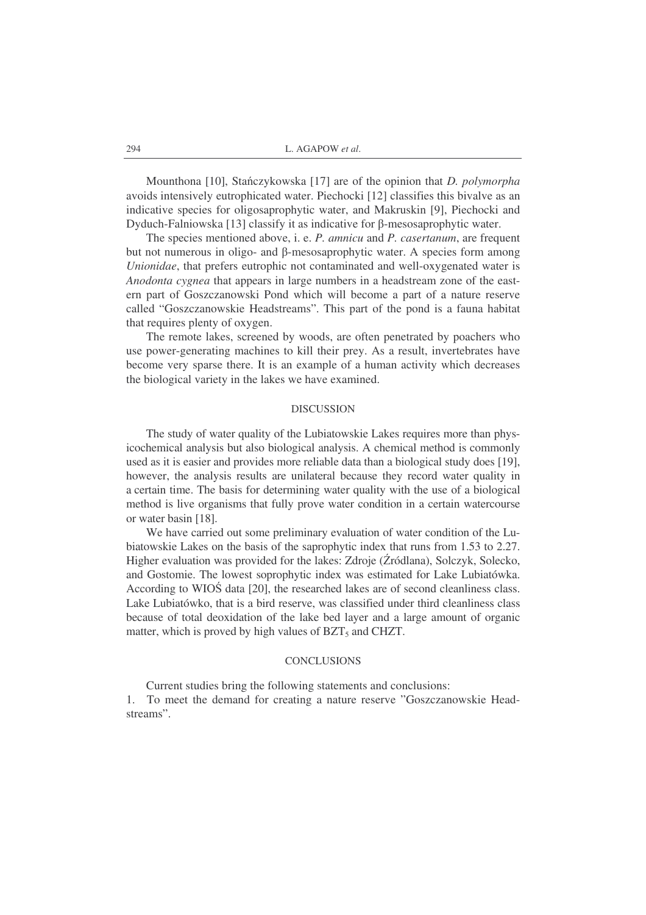Mounthona [10], Stańczykowska [17] are of the opinion that *D. polymorpha* avoids intensively eutrophicated water. Piechocki [12] classifies this bivalve as an indicative species for oligosaprophytic water, and Makruskin [9], Piechocki and Dyduch-Falniowska [13] classify it as indicative for β-mesosaprophytic water.

The species mentioned above, i. e. *P. amnicu* and *P. casertanum*, are frequent but not numerous in oligo- and β-mesosaprophytic water. A species form among *Unionidae*, that prefers eutrophic not contaminated and well-oxygenated water is *Anodonta cygnea* that appears in large numbers in a headstream zone of the eastern part of Goszczanowski Pond which will become a part of a nature reserve called "Goszczanowskie Headstreams". This part of the pond is a fauna habitat that requires plenty of oxygen.

The remote lakes, screened by woods, are often penetrated by poachers who use power-generating machines to kill their prey. As a result, invertebrates have become very sparse there. It is an example of a human activity which decreases the biological variety in the lakes we have examined.

## DISCUSSION

The study of water quality of the Lubiatowskie Lakes requires more than physicochemical analysis but also biological analysis. A chemical method is commonly used as it is easier and provides more reliable data than a biological study does [19], however, the analysis results are unilateral because they record water quality in a certain time. The basis for determining water quality with the use of a biological method is live organisms that fully prove water condition in a certain watercourse or water basin [18].

We have carried out some preliminary evaluation of water condition of the Lubiatowskie Lakes on the basis of the saprophytic index that runs from 1.53 to 2.27. Higher evaluation was provided for the lakes: Zdroje (Źródlana), Solczyk, Solecko, and Gostomie. The lowest soprophytic index was estimated for Lake Lubiatówka. According to WIOŚ data [20], the researched lakes are of second cleanliness class. Lake Lubiatówko, that is a bird reserve, was classified under third cleanliness class because of total deoxidation of the lake bed layer and a large amount of organic matter, which is proved by high values of $BZT_5$ and CHZT.

## CONCLUSIONS

Current studies bring the following statements and conclusions:

1. To meet the demand for creating a nature reserve "Goszczanowskie Headstreams".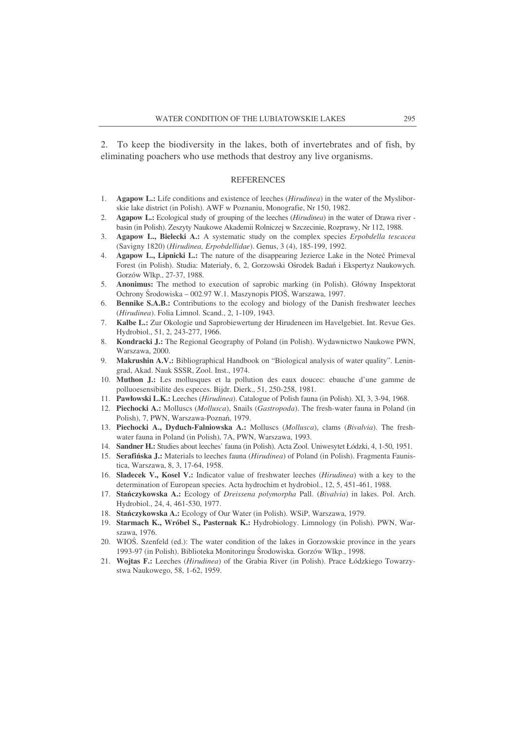2. To keep the biodiversity in the lakes, both of invertebrates and of fish, by eliminating poachers who use methods that destroy any live organisms.

## REFERENCES

1. **Agapow L.:** Life conditions and existence of leeches (*Hirudinea*) in the water of the Mysliborskie lake district (in Polish). AWF w Poznaniu, Monografie, Nr 150, 1982.
2. **Agapow L.:** Ecological study of grouping of the leeches (*Hirudinea*) in the water of Drawa river - basin (in Polish). Zeszyty Naukowe Akademii Rolniczej w Szczecinie, Rozprawy, Nr 112, 1988.
3. **Agapow L., Bielecki A.:** A systematic study on the complex species *Erpobdella tescacea* (Savigny 1820) (*Hirudinea, Erpobdellidae*). Genus, 3 (4), 185-199, 1992.
4. **Agapow L., Lipnicki L.:** The nature of the disappearing Jezierce Lake in the Noteć Primeval Forest (in Polish). Studia: Materiały, 6, 2, Gorzowski Ośrodek Badań i Ekspertyz Naukowych. Gorzów Wlkp., 27-37, 1988.
5. **Anonimus:** The method to execution of saprobic marking (in Polish). Główny Inspektorat Ochrony Środowiska – 002.97 W.1. Maszynopis PIOŚ, Warszawa, 1997.
6. **Bennike S.A.B.:** Contributions to the ecology and biology of the Danish freshwater leeches (*Hirudinea*). Folia Limnol. Scand., 2, 1-109, 1943.
7. **Kalbe L.:** Zur Okologie und Saprobiewertung der Hirudeneen im Havelgebiet. Int. Revue Ges. Hydrobiol., 51, 2, 243-277, 1966.
8. **Kondracki J.:** The Regional Geography of Poland (in Polish). Wydawnictwo Naukowe PWN, Warszawa, 2000.
9. **Makrushin A.V.:** Bibliographical Handbook on "Biological analysis of water quality". Leningrad, Akad. Nauk SSSR, Zool. Inst., 1974.
10. **Muthon J.:** Les mollusques et la pollution des eaux doucec: ebauche d'une gamme de polluoesensibilite des especes. Bijdr. Dierk., 51, 250-258, 1981.
11. **Pawłowski L.K.:** Leeches (*Hirudinea*). Catalogue of Polish fauna (in Polish). XI, 3, 3-94, 1968.
12. **Piechocki A.:** Molluscs (*Mollusca*), Snails (*Gastropoda*). The fresh-water fauna in Poland (in Polish), 7, PWN, Warszawa-Poznań, 1979.
13. **Piechocki A., Dyduch-Falniowska A.:** Molluscs (*Mollusca*), clams (*Bivalvia*). The freshwater fauna in Poland (in Polish), 7A, PWN, Warszawa, 1993.
14. **Sandner H.:** Studies about leeches' fauna (in Polish). Acta Zool. Uniwesytet Łódzki, 4, 1-50, 1951.
15. **Serafińska J.:** Materials to leeches fauna (*Hirudinea*) of Poland (in Polish). Fragmenta Faunistica, Warszawa, 8, 3, 17-64, 1958.
16. **Sladecek V., Kosel V.:** Indicator value of freshwater leeches (*Hirudinea*) with a key to the determination of European species. Acta hydrochim et hydrobiol., 12, 5, 451-461, 1988.
17. **Stańczykowska A.:** Ecology of *Dreissena polymorpha* Pall. (*Bivalvia*) in lakes. Pol. Arch. Hydrobiol., 24, 4, 461-530, 1977.
18. **Stańczykowska A.:** Ecology of Our Water (in Polish). WSiP, Warszawa, 1979.
19. **Starmach K., Wróbel S., Pasternak K.:** Hydrobiology. Limnology (in Polish). PWN, Warszawa, 1976.
20. WIOŚ. Szenfeld (ed.): The water condition of the lakes in Gorzowskie province in the years 1993-97 (in Polish). Biblioteka Monitoringu Środowiska. Gorzów Wlkp., 1998.
21. **Wojtas F.:** Leeches (*Hirudinea*) of the Grabia River (in Polish). Prace Łódzkiego Towarzystwa Naukowego, 58, 1-62, 1959.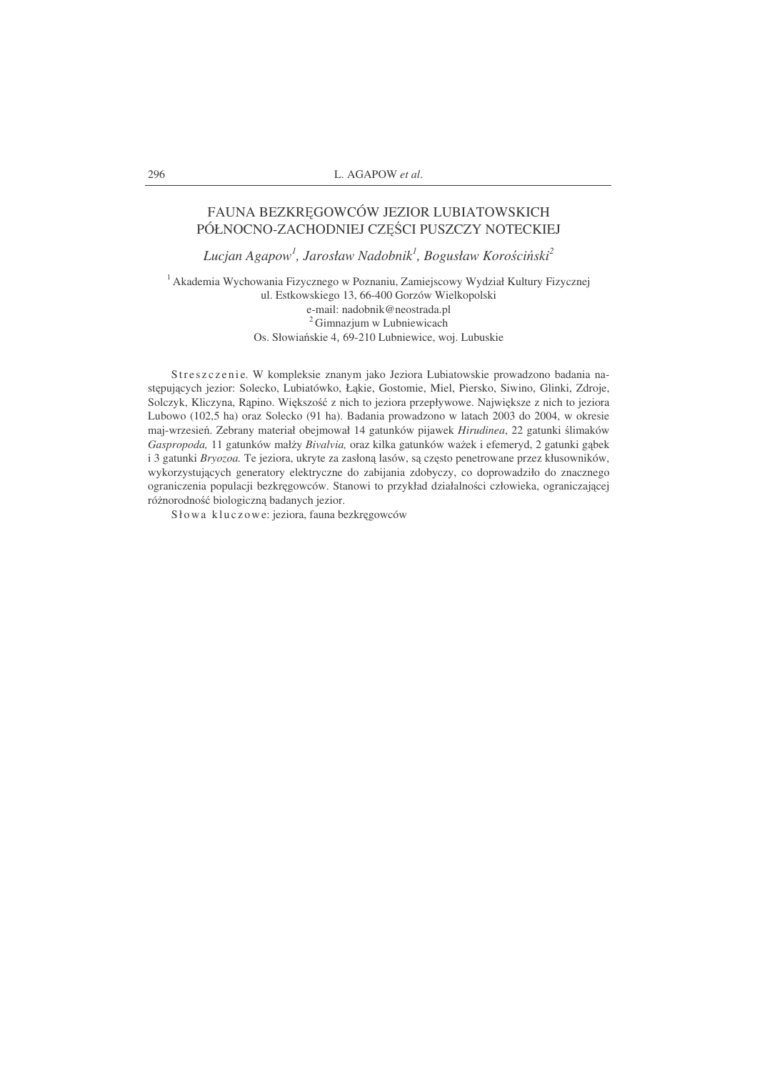# FAUNA BEZKRĘGOWCÓW JEZIOR LUBIATOWSKICH PÓŁNOCNO-ZACHODNIEJ CZĘŚCI PUSZCZY NOTECKIEJ

*Lucjan Agapow[1], Jarosław Nadobnik[1], Bogusław Korościński[2]*

[1] Akademia Wychowania Fizycznego w Poznaniu, Zamiejscowy Wydział Kultury Fizycznej
ul. Estkowskiego 13, 66-400 Gorzów Wielkopolski
e-mail: nadobnik@neostrada.pl
[2] Gimnazjum w Lubniewicach
Os. Słowiańskie 4, 69-210 Lubniewice, woj. Lubuskie

Streszczenie. W kompleksie znanym jako Jeziora Lubiatowskie prowadzono badania następujących jezior: Solecko, Lubiatówko, Łąkie, Gostomie, Miel, Piersko, Siwino, Glinki, Zdroje, Solczyk, Kliczyna, Rąpino. Większość z nich to jeziora przepływowe. Największe z nich to jeziora Lubowo (102,5 ha) oraz Solecko (91 ha). Badania prowadzono w latach 2003 do 2004, w okresie maj-wrzesień. Zebrany materiał obejmował 14 gatunków pijawek *Hirudinea*, 22 gatunki ślimaków *Gaspropoda,* 11 gatunków małży *Bivalvia,* oraz kilka gatunków ważek i efemeryd, 2 gatunki gąbek i 3 gatunki *Bryozoa.* Te jeziora, ukryte za zasłoną lasów, są często penetrowane przez kłusowników, wykorzystujących generatory elektryczne do zabijania zdobyczy, co doprowadziło do znacznego ograniczenia populacji bezkręgowców. Stanowi to przykład działalności człowieka, ograniczającej różnorodność biologiczną badanych jezior.

Słowa kluczowe: jeziora, fauna bezkręgowców